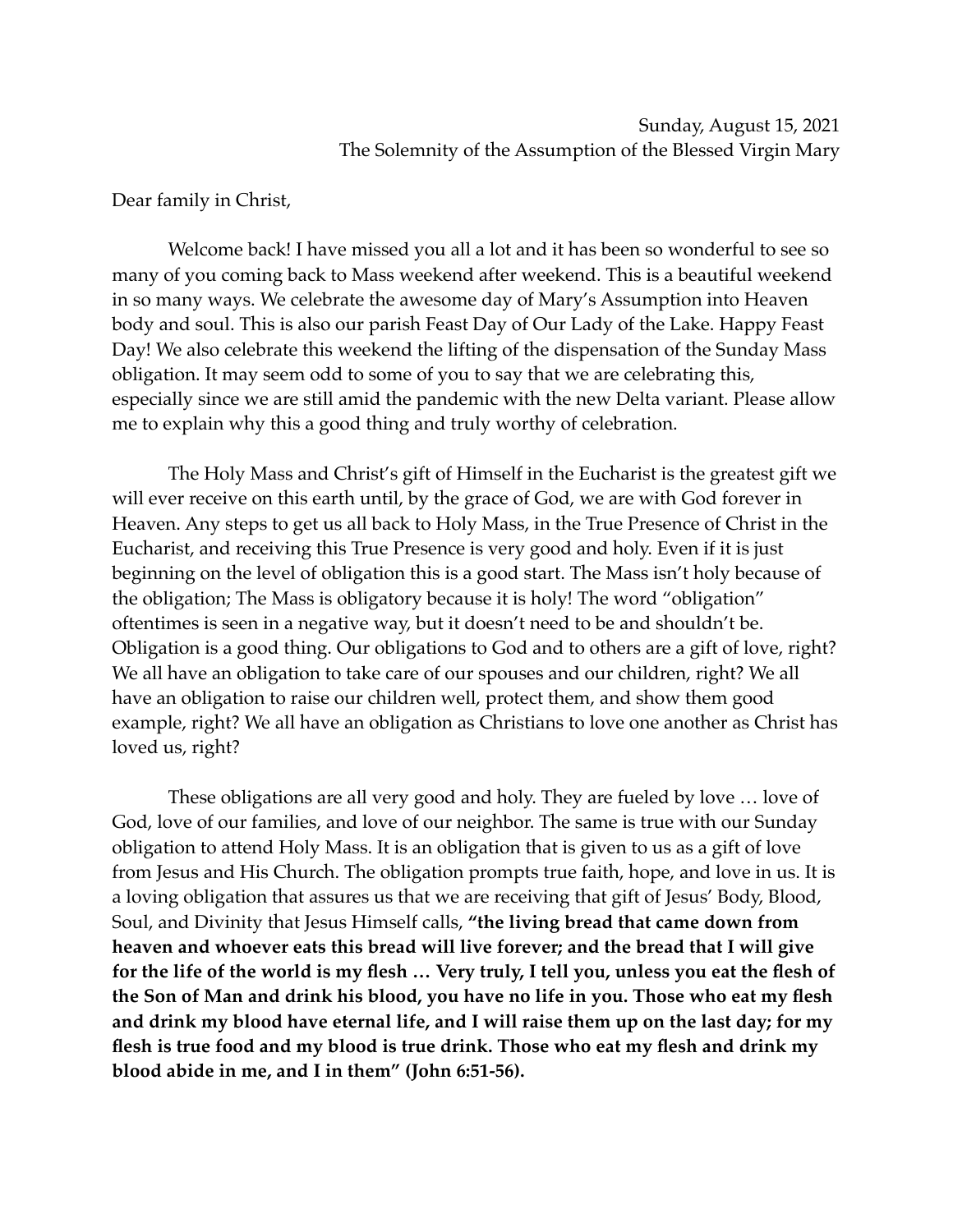Sunday, August 15, 2021
The Solemnity of the Assumption of the Blessed Virgin Mary

Dear family in Christ,

Welcome back! I have missed you all a lot and it has been so wonderful to see so many of you coming back to Mass weekend after weekend. This is a beautiful weekend in so many ways. We celebrate the awesome day of Mary's Assumption into Heaven body and soul. This is also our parish Feast Day of Our Lady of the Lake. Happy Feast Day! We also celebrate this weekend the lifting of the dispensation of the Sunday Mass obligation. It may seem odd to some of you to say that we are celebrating this, especially since we are still amid the pandemic with the new Delta variant. Please allow me to explain why this a good thing and truly worthy of celebration.

The Holy Mass and Christ's gift of Himself in the Eucharist is the greatest gift we will ever receive on this earth until, by the grace of God, we are with God forever in Heaven. Any steps to get us all back to Holy Mass, in the True Presence of Christ in the Eucharist, and receiving this True Presence is very good and holy. Even if it is just beginning on the level of obligation this is a good start. The Mass isn't holy because of the obligation; The Mass is obligatory because it is holy! The word "obligation" oftentimes is seen in a negative way, but it doesn't need to be and shouldn't be. Obligation is a good thing. Our obligations to God and to others are a gift of love, right? We all have an obligation to take care of our spouses and our children, right? We all have an obligation to raise our children well, protect them, and show them good example, right? We all have an obligation as Christians to love one another as Christ has loved us, right?

These obligations are all very good and holy. They are fueled by love … love of God, love of our families, and love of our neighbor. The same is true with our Sunday obligation to attend Holy Mass. It is an obligation that is given to us as a gift of love from Jesus and His Church. The obligation prompts true faith, hope, and love in us. It is a loving obligation that assures us that we are receiving that gift of Jesus' Body, Blood, Soul, and Divinity that Jesus Himself calls, **"the living bread that came down from heaven and whoever eats this bread will live forever; and the bread that I will give for the life of the world is my flesh … Very truly, I tell you, unless you eat the flesh of the Son of Man and drink his blood, you have no life in you. Those who eat my flesh and drink my blood have eternal life, and I will raise them up on the last day; for my flesh is true food and my blood is true drink. Those who eat my flesh and drink my blood abide in me, and I in them" (John 6:51-56).**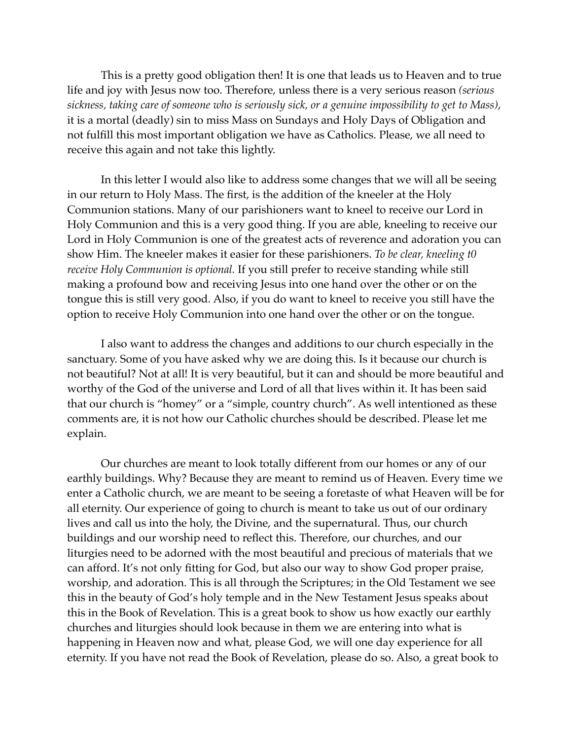This is a pretty good obligation then! It is one that leads us to Heaven and to true life and joy with Jesus now too. Therefore, unless there is a very serious reason *(serious sickness, taking care of someone who is seriously sick, or a genuine impossibility to get to Mass)*, it is a mortal (deadly) sin to miss Mass on Sundays and Holy Days of Obligation and not fulfill this most important obligation we have as Catholics. Please, we all need to receive this again and not take this lightly.

In this letter I would also like to address some changes that we will all be seeing in our return to Holy Mass. The first, is the addition of the kneeler at the Holy Communion stations. Many of our parishioners want to kneel to receive our Lord in Holy Communion and this is a very good thing. If you are able, kneeling to receive our Lord in Holy Communion is one of the greatest acts of reverence and adoration you can show Him. The kneeler makes it easier for these parishioners. *To be clear, kneeling t0 receive Holy Communion is optional.* If you still prefer to receive standing while still making a profound bow and receiving Jesus into one hand over the other or on the tongue this is still very good. Also, if you do want to kneel to receive you still have the option to receive Holy Communion into one hand over the other or on the tongue.

I also want to address the changes and additions to our church especially in the sanctuary. Some of you have asked why we are doing this. Is it because our church is not beautiful? Not at all! It is very beautiful, but it can and should be more beautiful and worthy of the God of the universe and Lord of all that lives within it. It has been said that our church is "homey" or a "simple, country church". As well intentioned as these comments are, it is not how our Catholic churches should be described. Please let me explain.

Our churches are meant to look totally different from our homes or any of our earthly buildings. Why? Because they are meant to remind us of Heaven. Every time we enter a Catholic church, we are meant to be seeing a foretaste of what Heaven will be for all eternity. Our experience of going to church is meant to take us out of our ordinary lives and call us into the holy, the Divine, and the supernatural. Thus, our church buildings and our worship need to reflect this. Therefore, our churches, and our liturgies need to be adorned with the most beautiful and precious of materials that we can afford. It's not only fitting for God, but also our way to show God proper praise, worship, and adoration. This is all through the Scriptures; in the Old Testament we see this in the beauty of God's holy temple and in the New Testament Jesus speaks about this in the Book of Revelation. This is a great book to show us how exactly our earthly churches and liturgies should look because in them we are entering into what is happening in Heaven now and what, please God, we will one day experience for all eternity. If you have not read the Book of Revelation, please do so. Also, a great book to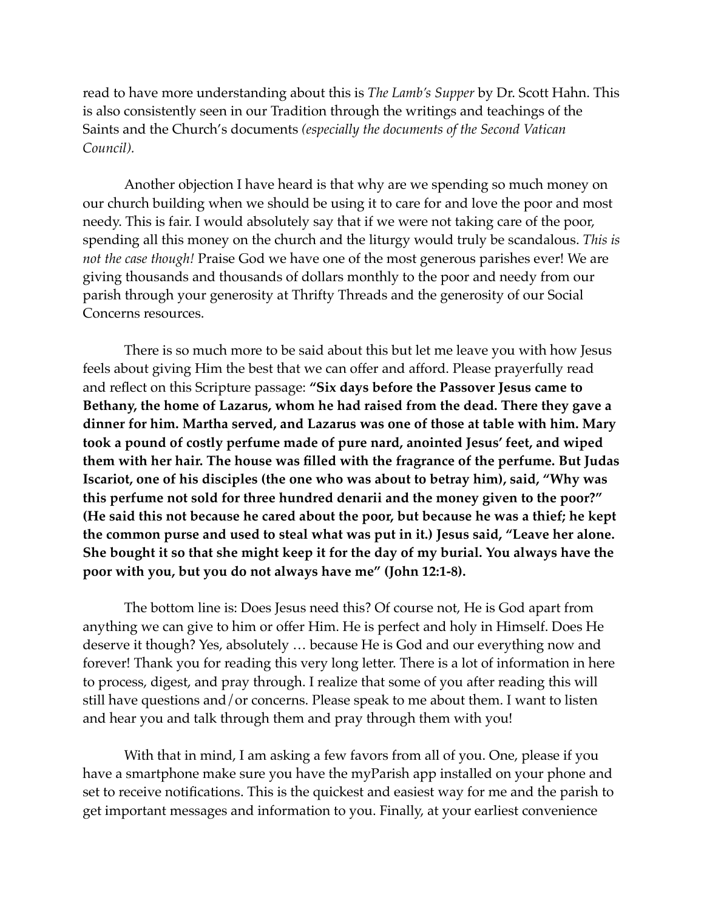read to have more understanding about this is *The Lamb's Supper* by Dr. Scott Hahn. This is also consistently seen in our Tradition through the writings and teachings of the Saints and the Church's documents *(especially the documents of the Second Vatican Council).*

Another objection I have heard is that why are we spending so much money on our church building when we should be using it to care for and love the poor and most needy. This is fair. I would absolutely say that if we were not taking care of the poor, spending all this money on the church and the liturgy would truly be scandalous. *This is not the case though!* Praise God we have one of the most generous parishes ever! We are giving thousands and thousands of dollars monthly to the poor and needy from our parish through your generosity at Thrifty Threads and the generosity of our Social Concerns resources.

There is so much more to be said about this but let me leave you with how Jesus feels about giving Him the best that we can offer and afford. Please prayerfully read and reflect on this Scripture passage: **"Six days before the Passover Jesus came to Bethany, the home of Lazarus, whom he had raised from the dead. There they gave a dinner for him. Martha served, and Lazarus was one of those at table with him. Mary took a pound of costly perfume made of pure nard, anointed Jesus' feet, and wiped them with her hair. The house was filled with the fragrance of the perfume. But Judas Iscariot, one of his disciples (the one who was about to betray him), said, "Why was this perfume not sold for three hundred denarii and the money given to the poor?" (He said this not because he cared about the poor, but because he was a thief; he kept the common purse and used to steal what was put in it.) Jesus said, "Leave her alone. She bought it so that she might keep it for the day of my burial. You always have the poor with you, but you do not always have me" (John 12:1-8).**

The bottom line is: Does Jesus need this? Of course not, He is God apart from anything we can give to him or offer Him. He is perfect and holy in Himself. Does He deserve it though? Yes, absolutely … because He is God and our everything now and forever! Thank you for reading this very long letter. There is a lot of information in here to process, digest, and pray through. I realize that some of you after reading this will still have questions and/or concerns. Please speak to me about them. I want to listen and hear you and talk through them and pray through them with you!

With that in mind, I am asking a few favors from all of you. One, please if you have a smartphone make sure you have the myParish app installed on your phone and set to receive notifications. This is the quickest and easiest way for me and the parish to get important messages and information to you. Finally, at your earliest convenience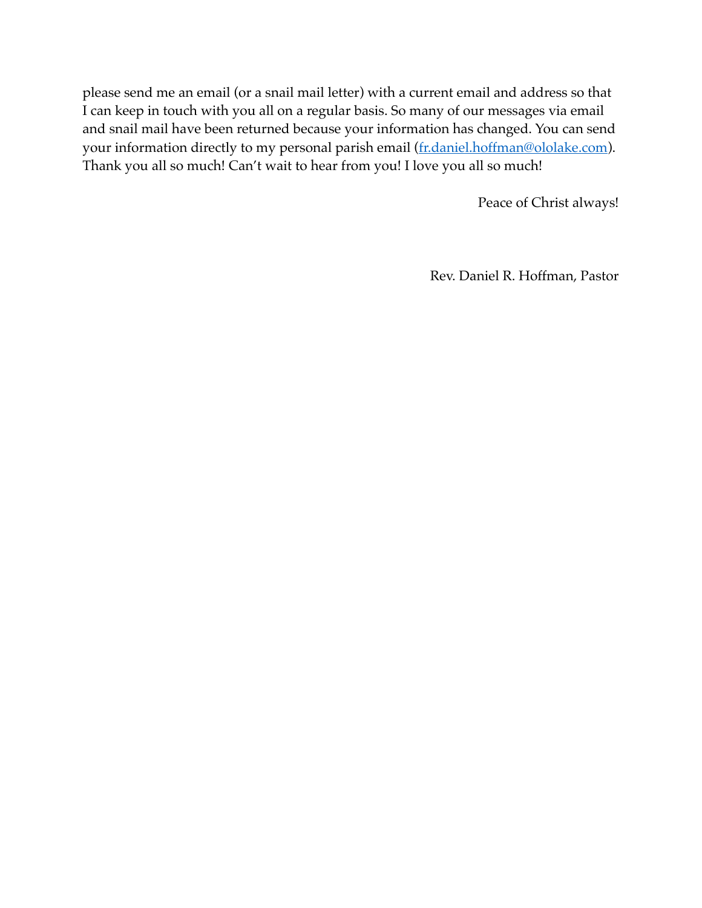please send me an email (or a snail mail letter) with a current email and address so that I can keep in touch with you all on a regular basis. So many of our messages via email and snail mail have been returned because your information has changed. You can send your information directly to my personal parish email (fr.daniel.hoffman@ololake.com). Thank you all so much! Can't wait to hear from you! I love you all so much!

Peace of Christ always!

Rev. Daniel R. Hoffman, Pastor